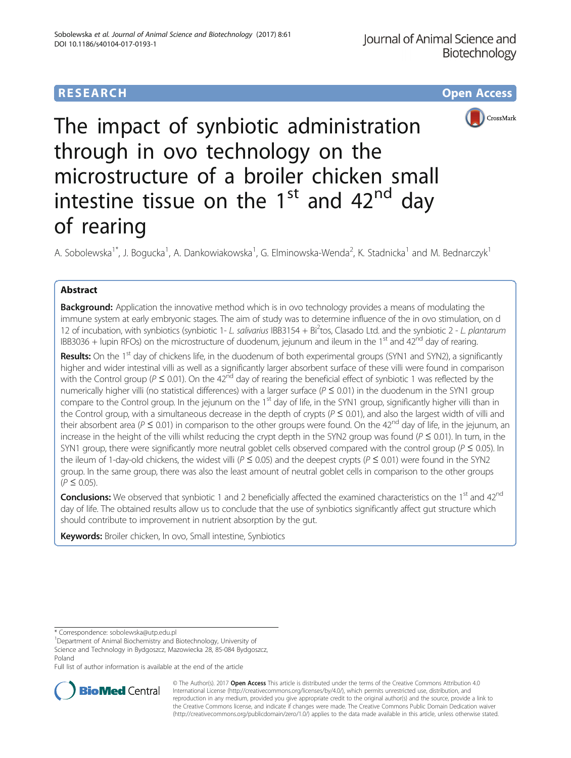RESEARCH Open Access

# The impact of synbiotic administration through in ovo technology on the microstructure of a broiler chicken small intestine tissue on the 1st and 42nd day of rearing

A. Sobolewska[1*], J. Bogucka[1], A. Dankowiakowska[1], G. Elminowska-Wenda[2], K. Stadnicka[1] and M. Bednarczyk[1]

## Abstract

**Background:** Application the innovative method which is in ovo technology provides a means of modulating the immune system at early embryonic stages. The aim of study was to determine influence of the in ovo stimulation, on d 12 of incubation, with synbiotics (synbiotic 1- *L. salivarius* IBB3154 + Bi$^2$tos, Clasado Ltd. and the synbiotic 2 - *L. plantarum* IBB3036 + lupin RFOs) on the microstructure of duodenum, jejunum and ileum in the 1st and 42nd day of rearing.

**Results:** On the 1st day of chickens life, in the duodenum of both experimental groups (SYN1 and SYN2), a significantly higher and wider intestinal villi as well as a significantly larger absorbent surface of these villi were found in comparison with the Control group ($P \leq 0.01$). On the 42nd day of rearing the beneficial effect of synbiotic 1 was reflected by the numerically higher villi (no statistical differences) with a larger surface ($P \leq 0.01$) in the duodenum in the SYN1 group compare to the Control group. In the jejunum on the 1st day of life, in the SYN1 group, significantly higher villi than in the Control group, with a simultaneous decrease in the depth of crypts ($P \leq 0.01$), and also the largest width of villi and their absorbent area ($P \leq 0.01$) in comparison to the other groups were found. On the 42nd day of life, in the jejunum, an increase in the height of the villi whilst reducing the crypt depth in the SYN2 group was found ($P \leq 0.01$). In turn, in the SYN1 group, there were significantly more neutral goblet cells observed compared with the control group ($P \leq 0.05$). In the ileum of 1-day-old chickens, the widest villi ($P \leq 0.05$) and the deepest crypts ($P \leq 0.01$) were found in the SYN2 group. In the same group, there was also the least amount of neutral goblet cells in comparison to the other groups ($P \leq 0.05$).

**Conclusions:** We observed that synbiotic 1 and 2 beneficially affected the examined characteristics on the 1st and 42nd day of life. The obtained results allow us to conclude that the use of synbiotics significantly affect gut structure which should contribute to improvement in nutrient absorption by the gut.

**Keywords:** Broiler chicken, In ovo, Small intestine, Synbiotics

\* Correspondence: sobolewska@utp.edu.pl

[1]Department of Animal Biochemistry and Biotechnology, University of Science and Technology in Bydgoszcz, Mazowiecka 28, 85-084 Bydgoszcz, Poland

Full list of author information is available at the end of the article

© The Author(s). 2017 **Open Access** This article is distributed under the terms of the Creative Commons Attribution 4.0 International License (http://creativecommons.org/licenses/by/4.0/), which permits unrestricted use, distribution, and reproduction in any medium, provided you give appropriate credit to the original author(s) and the source, provide a link to the Creative Commons license, and indicate if changes were made. The Creative Commons Public Domain Dedication waiver (http://creativecommons.org/publicdomain/zero/1.0/) applies to the data made available in this article, unless otherwise stated.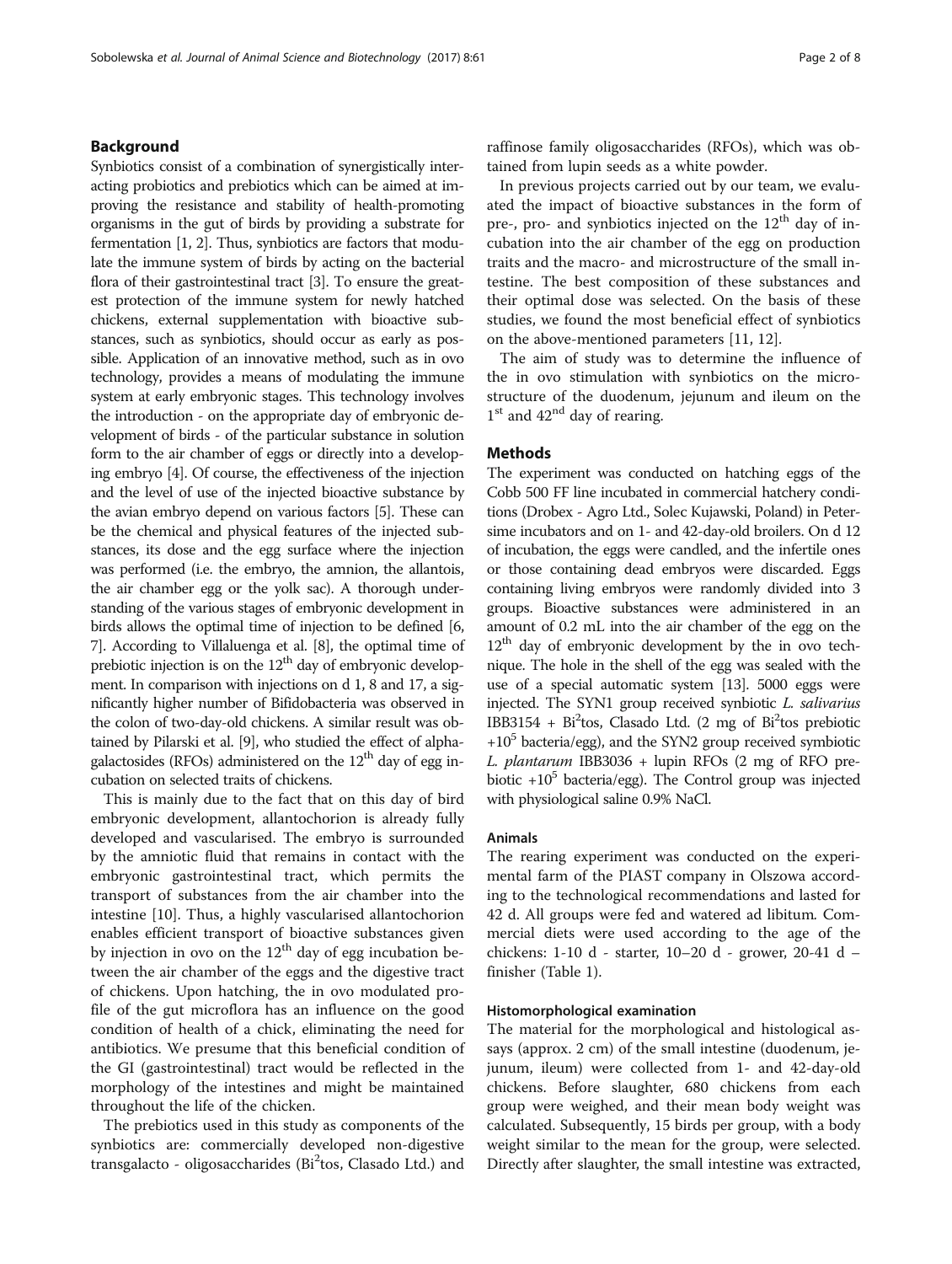## Background

Synbiotics consist of a combination of synergistically interacting probiotics and prebiotics which can be aimed at improving the resistance and stability of health-promoting organisms in the gut of birds by providing a substrate for fermentation [1, 2]. Thus, synbiotics are factors that modulate the immune system of birds by acting on the bacterial flora of their gastrointestinal tract [3]. To ensure the greatest protection of the immune system for newly hatched chickens, external supplementation with bioactive substances, such as synbiotics, should occur as early as possible. Application of an innovative method, such as in ovo technology, provides a means of modulating the immune system at early embryonic stages. This technology involves the introduction - on the appropriate day of embryonic development of birds - of the particular substance in solution form to the air chamber of eggs or directly into a developing embryo [4]. Of course, the effectiveness of the injection and the level of use of the injected bioactive substance by the avian embryo depend on various factors [5]. These can be the chemical and physical features of the injected substances, its dose and the egg surface where the injection was performed (i.e. the embryo, the amnion, the allantois, the air chamber egg or the yolk sac). A thorough understanding of the various stages of embryonic development in birds allows the optimal time of injection to be defined [6, 7]. According to Villaluenga et al. [8], the optimal time of prebiotic injection is on the 12[th] day of embryonic development. In comparison with injections on d 1, 8 and 17, a significantly higher number of Bifidobacteria was observed in the colon of two-day-old chickens. A similar result was obtained by Pilarski et al. [9], who studied the effect of alpha-galactosides (RFOs) administered on the 12[th] day of egg incubation on selected traits of chickens.

This is mainly due to the fact that on this day of bird embryonic development, allantochorion is already fully developed and vascularised. The embryo is surrounded by the amniotic fluid that remains in contact with the embryonic gastrointestinal tract, which permits the transport of substances from the air chamber into the intestine [10]. Thus, a highly vascularised allantochorion enables efficient transport of bioactive substances given by injection in ovo on the 12[th] day of egg incubation between the air chamber of the eggs and the digestive tract of chickens. Upon hatching, the in ovo modulated profile of the gut microflora has an influence on the good condition of health of a chick, eliminating the need for antibiotics. We presume that this beneficial condition of the GI (gastrointestinal) tract would be reflected in the morphology of the intestines and might be maintained throughout the life of the chicken.

The prebiotics used in this study as components of the synbiotics are: commercially developed non-digestive transgalacto - oligosaccharides (Bi$^2$tos, Clasado Ltd.) and raffinose family oligosaccharides (RFOs), which was obtained from lupin seeds as a white powder.

In previous projects carried out by our team, we evaluated the impact of bioactive substances in the form of pre-, pro- and synbiotics injected on the 12[th] day of incubation into the air chamber of the egg on production traits and the macro- and microstructure of the small intestine. The best composition of these substances and their optimal dose was selected. On the basis of these studies, we found the most beneficial effect of synbiotics on the above-mentioned parameters [11, 12].

The aim of study was to determine the influence of the in ovo stimulation with synbiotics on the microstructure of the duodenum, jejunum and ileum on the 1[st] and 42[nd] day of rearing.

## Methods

The experiment was conducted on hatching eggs of the Cobb 500 FF line incubated in commercial hatchery conditions (Drobex - Agro Ltd., Solec Kujawski, Poland) in Petersime incubators and on 1- and 42-day-old broilers. On d 12 of incubation, the eggs were candled, and the infertile ones or those containing dead embryos were discarded. Eggs containing living embryos were randomly divided into 3 groups. Bioactive substances were administered in an amount of 0.2 mL into the air chamber of the egg on the 12[th] day of embryonic development by the in ovo technique. The hole in the shell of the egg was sealed with the use of a special automatic system [13]. 5000 eggs were injected. The SYN1 group received synbiotic *L. salivarius* IBB3154 + Bi$^2$tos, Clasado Ltd. (2 mg of Bi$^2$tos prebiotic $+10^5$ bacteria/egg), and the SYN2 group received symbiotic *L. plantarum* IBB3036 + lupin RFOs (2 mg of RFO prebiotic $+10^5$ bacteria/egg). The Control group was injected with physiological saline 0.9% NaCl.

### Animals

The rearing experiment was conducted on the experimental farm of the PIAST company in Olszowa according to the technological recommendations and lasted for 42 d. All groups were fed and watered ad libitum. Commercial diets were used according to the age of the chickens: 1-10 d - starter, 10–20 d - grower, 20-41 d – finisher (Table 1).

### Histomorphological examination

The material for the morphological and histological assays (approx. 2 cm) of the small intestine (duodenum, jejunum, ileum) were collected from 1- and 42-day-old chickens. Before slaughter, 680 chickens from each group were weighed, and their mean body weight was calculated. Subsequently, 15 birds per group, with a body weight similar to the mean for the group, were selected. Directly after slaughter, the small intestine was extracted,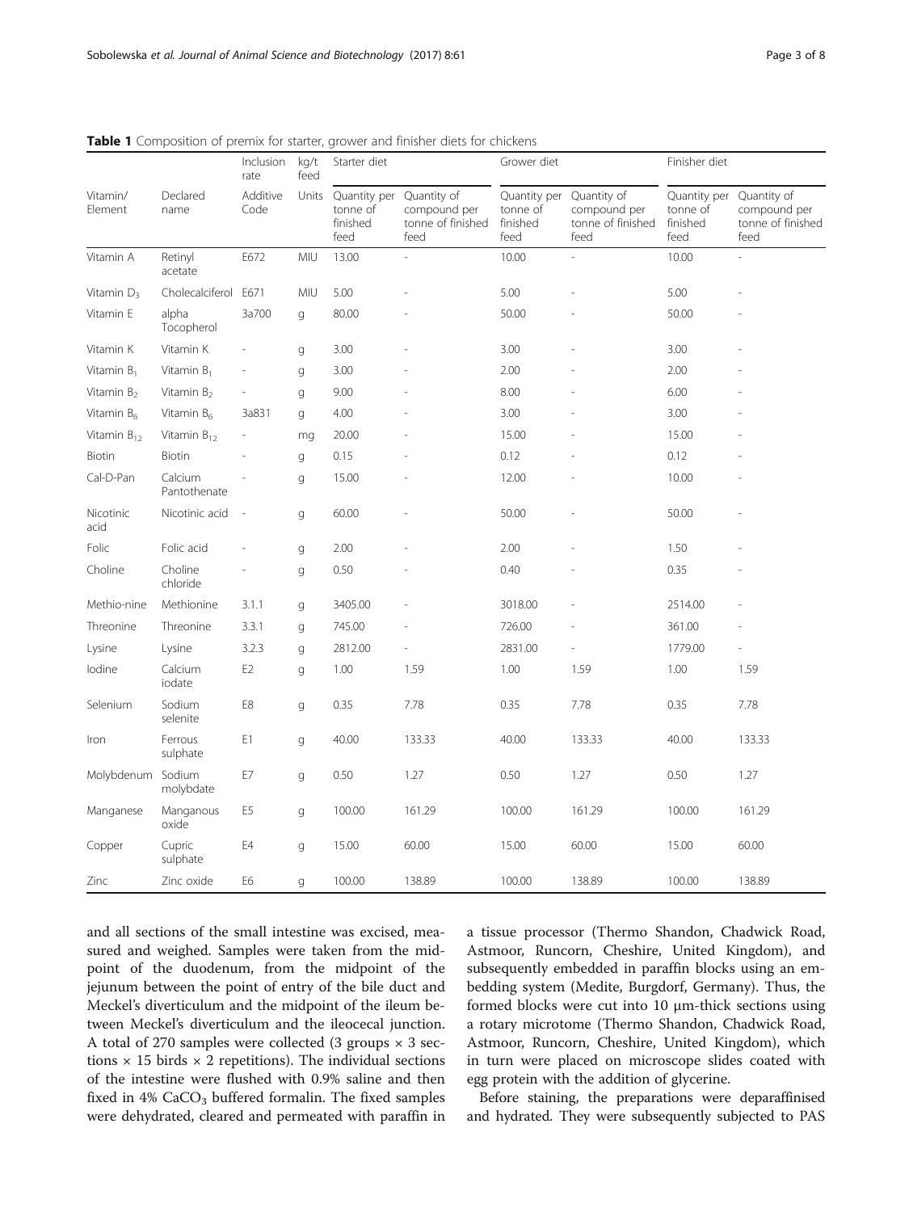**Table 1** Composition of premix for starter, grower and finisher diets for chickens

| | | Inclusion rate | kg/t feed | Starter diet | | Grower diet | | Finisher diet | |
|---|---|---|---|---|---|---|---|---|---|
| Vitamin/ Element | Declared name | Additive Code | Units | Quantity per tonne of finished feed | Quantity of compound per tonne of finished feed | Quantity per tonne of finished feed | Quantity of compound per tonne of finished feed | Quantity per tonne of finished feed | Quantity of compound per tonne of finished feed |
| Vitamin A | Retinyl acetate | E672 | MIU | 13.00 | - | 10.00 | - | 10.00 | - |
| Vitamin $D_3$ | Cholecalciferol | E671 | MIU | 5.00 | - | 5.00 | - | 5.00 | - |
| Vitamin E | alpha Tocopherol | 3a700 | g | 80.00 | - | 50.00 | - | 50.00 | - |
| Vitamin K | Vitamin K | - | g | 3.00 | - | 3.00 | - | 3.00 | - |
| Vitamin $B_1$ | Vitamin $B_1$ | - | g | 3.00 | - | 2.00 | - | 2.00 | - |
| Vitamin $B_2$ | Vitamin $B_2$ | - | g | 9.00 | - | 8.00 | - | 6.00 | - |
| Vitamin $B_6$ | Vitamin $B_6$ | 3a831 | g | 4.00 | - | 3.00 | - | 3.00 | - |
| Vitamin $B_{12}$ | Vitamin $B_{12}$ | - | mg | 20.00 | - | 15.00 | - | 15.00 | - |
| Biotin | Biotin | - | g | 0.15 | - | 0.12 | - | 0.12 | - |
| Cal-D-Pan | Calcium Pantothenate | - | g | 15.00 | - | 12.00 | - | 10.00 | - |
| Nicotinic acid | Nicotinic acid | - | g | 60.00 | - | 50.00 | - | 50.00 | - |
| Folic | Folic acid | - | g | 2.00 | - | 2.00 | - | 1.50 | - |
| Choline | Choline chloride | - | g | 0.50 | - | 0.40 | - | 0.35 | - |
| Methio-nine | Methionine | 3.1.1 | g | 3405.00 | - | 3018.00 | - | 2514.00 | - |
| Threonine | Threonine | 3.3.1 | g | 745.00 | - | 726.00 | - | 361.00 | - |
| Lysine | Lysine | 3.2.3 | g | 2812.00 | - | 2831.00 | - | 1779.00 | - |
| Iodine | Calcium iodate | E2 | g | 1.00 | 1.59 | 1.00 | 1.59 | 1.00 | 1.59 |
| Selenium | Sodium selenite | E8 | g | 0.35 | 7.78 | 0.35 | 7.78 | 0.35 | 7.78 |
| Iron | Ferrous sulphate | E1 | g | 40.00 | 133.33 | 40.00 | 133.33 | 40.00 | 133.33 |
| Molybdenum | Sodium molybdate | E7 | g | 0.50 | 1.27 | 0.50 | 1.27 | 0.50 | 1.27 |
| Manganese | Manganous oxide | E5 | g | 100.00 | 161.29 | 100.00 | 161.29 | 100.00 | 161.29 |
| Copper | Cupric sulphate | E4 | g | 15.00 | 60.00 | 15.00 | 60.00 | 15.00 | 60.00 |
| Zinc | Zinc oxide | E6 | g | 100.00 | 138.89 | 100.00 | 138.89 | 100.00 | 138.89 |

and all sections of the small intestine was excised, measured and weighed. Samples were taken from the midpoint of the duodenum, from the midpoint of the jejunum between the point of entry of the bile duct and Meckel's diverticulum and the midpoint of the ileum between Meckel's diverticulum and the ileocecal junction. A total of 270 samples were collected (3 groups × 3 sections × 15 birds × 2 repetitions). The individual sections of the intestine were flushed with 0.9% saline and then fixed in 4% $CaCO_3$ buffered formalin. The fixed samples were dehydrated, cleared and permeated with paraffin in a tissue processor (Thermo Shandon, Chadwick Road, Astmoor, Runcorn, Cheshire, United Kingdom), and subsequently embedded in paraffin blocks using an embedding system (Medite, Burgdorf, Germany). Thus, the formed blocks were cut into 10 μm-thick sections using a rotary microtome (Thermo Shandon, Chadwick Road, Astmoor, Runcorn, Cheshire, United Kingdom), which in turn were placed on microscope slides coated with egg protein with the addition of glycerine.

Before staining, the preparations were deparaffinised and hydrated. They were subsequently subjected to PAS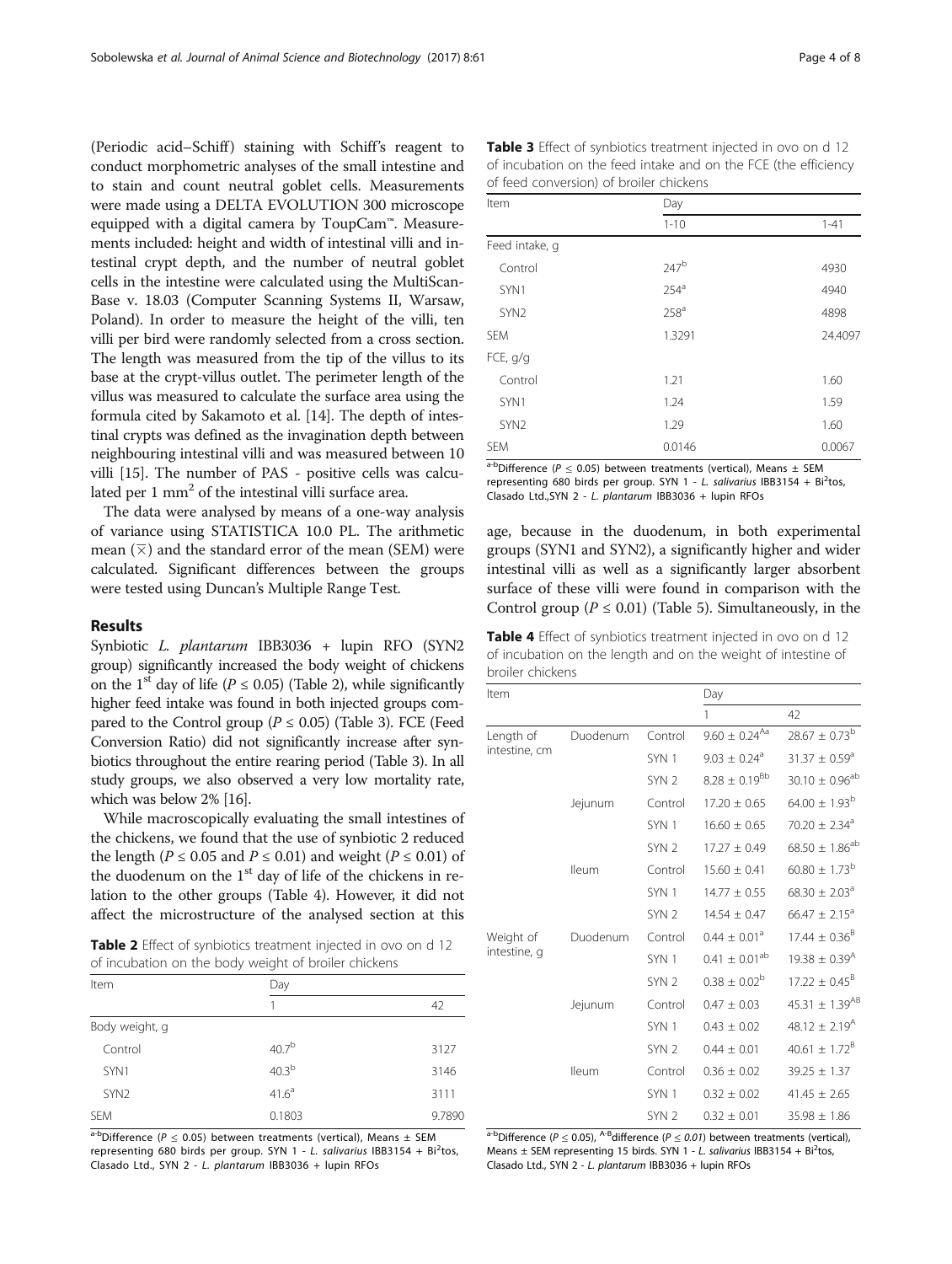(Periodic acid–Schiff) staining with Schiff's reagent to conduct morphometric analyses of the small intestine and to stain and count neutral goblet cells. Measurements were made using a DELTA EVOLUTION 300 microscope equipped with a digital camera by ToupCam™. Measurements included: height and width of intestinal villi and intestinal crypt depth, and the number of neutral goblet cells in the intestine were calculated using the MultiScan-Base v. 18.03 (Computer Scanning Systems II, Warsaw, Poland). In order to measure the height of the villi, ten villi per bird were randomly selected from a cross section. The length was measured from the tip of the villus to its base at the crypt-villus outlet. The perimeter length of the villus was measured to calculate the surface area using the formula cited by Sakamoto et al. [14]. The depth of intestinal crypts was defined as the invagination depth between neighbouring intestinal villi and was measured between 10 villi [15]. The number of PAS - positive cells was calculated per 1 mm$^2$ of the intestinal villi surface area.

The data were analysed by means of a one-way analysis of variance using STATISTICA 10.0 PL. The arithmetic mean ($\overline{x}$) and the standard error of the mean (SEM) were calculated. Significant differences between the groups were tested using Duncan's Multiple Range Test.

## Results

Synbiotic *L. plantarum* IBB3036 + lupin RFO (SYN2 group) significantly increased the body weight of chickens on the 1$^{st}$ day of life ($P \leq 0.05$) (Table 2), while significantly higher feed intake was found in both injected groups compared to the Control group ($P \leq 0.05$) (Table 3). FCE (Feed Conversion Ratio) did not significantly increase after synbiotics throughout the entire rearing period (Table 3). In all study groups, we also observed a very low mortality rate, which was below 2% [16].

While macroscopically evaluating the small intestines of the chickens, we found that the use of synbiotic 2 reduced the length ($P \leq 0.05$ and $P \leq 0.01$) and weight ($P \leq 0.01$) of the duodenum on the 1$^{st}$ day of life of the chickens in relation to the other groups (Table 4). However, it did not affect the microstructure of the analysed section at this age, because in the duodenum, in both experimental groups (SYN1 and SYN2), a significantly higher and wider intestinal villi as well as a significantly larger absorbent surface of these villi were found in comparison with the Control group ($P \leq 0.01$) (Table 5). Simultaneously, in the

**Table 2** Effect of synbiotics treatment injected in ovo on d 12 of incubation on the body weight of broiler chickens

| Item | Day | |
|---|---|---|
| | 1 | 42 |
| Body weight, g | | |
| Control | 40.7$^b$ | 3127 |
| SYN1 | 40.3$^b$ | 3146 |
| SYN2 | 41.6$^a$ | 3111 |
| SEM | 0.1803 | 9.7890 |

$^{a-b}$Difference ($P \leq 0.05$) between treatments (vertical), Means ± SEM representing 680 birds per group. SYN 1 - *L. salivarius* IBB3154 + Bi$^2$tos, Clasado Ltd., SYN 2 - *L. plantarum* IBB3036 + lupin RFOs

**Table 3** Effect of synbiotics treatment injected in ovo on d 12 of incubation on the feed intake and on the FCE (the efficiency of feed conversion) of broiler chickens

| Item | Day | |
|---|---|---|
| | 1-10 | 1-41 |
| Feed intake, g | | |
| Control | 247$^b$ | 4930 |
| SYN1 | 254$^a$ | 4940 |
| SYN2 | 258$^a$ | 4898 |
| SEM | 1.3291 | 24.4097 |
| FCE, g/g | | |
| Control | 1.21 | 1.60 |
| SYN1 | 1.24 | 1.59 |
| SYN2 | 1.29 | 1.60 |
| SEM | 0.0146 | 0.0067 |

$^{a-b}$Difference ($P \leq 0.05$) between treatments (vertical), Means ± SEM representing 680 birds per group. SYN 1 - *L. salivarius* IBB3154 + Bi$^2$tos, Clasado Ltd.,SYN 2 - *L. plantarum* IBB3036 + lupin RFOs

**Table 4** Effect of synbiotics treatment injected in ovo on d 12 of incubation on the length and on the weight of intestine of broiler chickens

| Item | | | Day | |
|---|---|---|---|---|
| | | | 1 | 42 |
| Length of intestine, cm | Duodenum | Control | 9.60 ± 0.24$^{Aa}$ | 28.67 ± 0.73$^b$ |
| | | SYN 1 | 9.03 ± 0.24$^a$ | 31.37 ± 0.59$^a$ |
| | | SYN 2 | 8.28 ± 0.19$^{Bb}$ | 30.10 ± 0.96$^{ab}$ |
| | Jejunum | Control | 17.20 ± 0.65 | 64.00 ± 1.93$^b$ |
| | | SYN 1 | 16.60 ± 0.65 | 70.20 ± 2.34$^a$ |
| | | SYN 2 | 17.27 ± 0.49 | 68.50 ± 1.86$^{ab}$ |
| | Ileum | Control | 15.60 ± 0.41 | 60.80 ± 1.73$^b$ |
| | | SYN 1 | 14.77 ± 0.55 | 68.30 ± 2.03$^a$ |
| | | SYN 2 | 14.54 ± 0.47 | 66.47 ± 2.15$^a$ |
| Weight of intestine, g | Duodenum | Control | 0.44 ± 0.01$^a$ | 17.44 ± 0.36$^B$ |
| | | SYN 1 | 0.41 ± 0.01$^{ab}$ | 19.38 ± 0.39$^A$ |
| | | SYN 2 | 0.38 ± 0.02$^b$ | 17.22 ± 0.45$^B$ |
| | Jejunum | Control | 0.47 ± 0.03 | 45.31 ± 1.39$^{AB}$ |
| | | SYN 1 | 0.43 ± 0.02 | 48.12 ± 2.19$^A$ |
| | | SYN 2 | 0.44 ± 0.01 | 40.61 ± 1.72$^B$ |
| | Ileum | Control | 0.36 ± 0.02 | 39.25 ± 1.37 |
| | | SYN 1 | 0.32 ± 0.02 | 41.45 ± 2.65 |
| | | SYN 2 | 0.32 ± 0.01 | 35.98 ± 1.86 |

$^{a-b}$Difference ($P \leq 0.05$), $^{A-B}$difference ($P \leq 0.01$) between treatments (vertical), Means ± SEM representing 15 birds. SYN 1 - *L. salivarius* IBB3154 + Bi$^2$tos, Clasado Ltd., SYN 2 - *L. plantarum* IBB3036 + lupin RFOs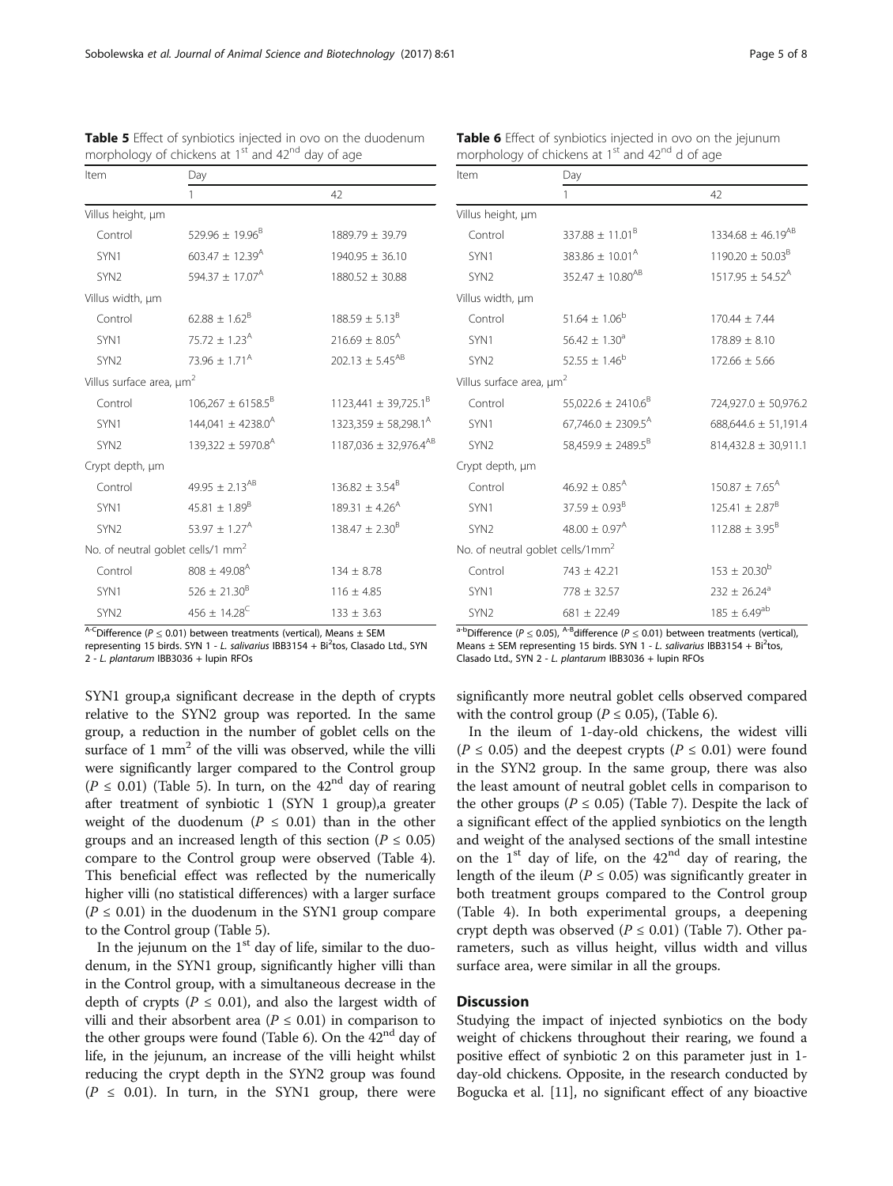**Table 5** Effect of synbiotics injected in ovo on the duodenum morphology of chickens at 1st and 42nd day of age

| Item | Day | |
|---|---|---|
| | 1 | 42 |
| Villus height, μm | | |
| Control | 529.96 ± 19.96[B] | 1889.79 ± 39.79 |
| SYN1 | 603.47 ± 12.39[A] | 1940.95 ± 36.10 |
| SYN2 | 594.37 ± 17.07[A] | 1880.52 ± 30.88 |
| Villus width, μm | | |
| Control | 62.88 ± 1.62[B] | 188.59 ± 5.13[B] |
| SYN1 | 75.72 ± 1.23[A] | 216.69 ± 8.05[A] |
| SYN2 | 73.96 ± 1.71[A] | 202.13 ± 5.45[AB] |
| Villus surface area, μm$^2$ | | |
| Control | 106,267 ± 6158.5[B] | 1123,441 ± 39,725.1[B] |
| SYN1 | 144,041 ± 4238.0[A] | 1323,359 ± 58,298.1[A] |
| SYN2 | 139,322 ± 5970.8[A] | 1187,036 ± 32,976.4[AB] |
| Crypt depth, μm | | |
| Control | 49.95 ± 2.13[AB] | 136.82 ± 3.54[B] |
| SYN1 | 45.81 ± 1.89[B] | 189.31 ± 4.26[A] |
| SYN2 | 53.97 ± 1.27[A] | 138.47 ± 2.30[B] |
| No. of neutral goblet cells/1 mm$^2$ | | |
| Control | 808 ± 49.08[A] | 134 ± 8.78 |
| SYN1 | 526 ± 21.30[B] | 116 ± 4.85 |
| SYN2 | 456 ± 14.28[C] | 133 ± 3.63 |

[A-C]Difference ($P \leq 0.01$) between treatments (vertical), Means ± SEM representing 15 birds. SYN 1 - *L. salivarius* IBB3154 + Bi$^2$tos, Clasado Ltd., SYN 2 - *L. plantarum* IBB3036 + lupin RFOs

**Table 6** Effect of synbiotics injected in ovo on the jejunum morphology of chickens at 1st and 42nd d of age

| Item | Day | |
|---|---|---|
| | 1 | 42 |
| Villus height, μm | | |
| Control | 337.88 ± 11.01[B] | 1334.68 ± 46.19[AB] |
| SYN1 | 383.86 ± 10.01[A] | 1190.20 ± 50.03[B] |
| SYN2 | 352.47 ± 10.80[AB] | 1517.95 ± 54.52[A] |
| Villus width, μm | | |
| Control | 51.64 ± 1.06[b] | 170.44 ± 7.44 |
| SYN1 | 56.42 ± 1.30[a] | 178.89 ± 8.10 |
| SYN2 | 52.55 ± 1.46[b] | 172.66 ± 5.66 |
| Villus surface area, μm$^2$ | | |
| Control | 55,022.6 ± 2410.6[B] | 724,927.0 ± 50,976.2 |
| SYN1 | 67,746.0 ± 2309.5[A] | 688,644.6 ± 51,191.4 |
| SYN2 | 58,459.9 ± 2489.5[B] | 814,432.8 ± 30,911.1 |
| Crypt depth, μm | | |
| Control | 46.92 ± 0.85[A] | 150.87 ± 7.65[A] |
| SYN1 | 37.59 ± 0.93[B] | 125.41 ± 2.87[B] |
| SYN2 | 48.00 ± 0.97[A] | 112.88 ± 3.95[B] |
| No. of neutral goblet cells/1mm$^2$ | | |
| Control | 743 ± 42.21 | 153 ± 20.30[b] |
| SYN1 | 778 ± 32.57 | 232 ± 26.24[a] |
| SYN2 | 681 ± 22.49 | 185 ± 6.49[ab] |

[a-b]Difference ($P \leq 0.05$), [A-B]difference ($P \leq 0.01$) between treatments (vertical), Means ± SEM representing 15 birds. SYN 1 - *L. salivarius* IBB3154 + Bi$^2$tos, Clasado Ltd., SYN 2 - *L. plantarum* IBB3036 + lupin RFOs

SYN1 group,a significant decrease in the depth of crypts relative to the SYN2 group was reported. In the same group, a reduction in the number of goblet cells on the surface of 1 mm$^2$ of the villi was observed, while the villi were significantly larger compared to the Control group ($P \leq 0.01$) (Table 5). In turn, on the 42nd day of rearing after treatment of synbiotic 1 (SYN 1 group),a greater weight of the duodenum ($P \leq 0.01$) than in the other groups and an increased length of this section ($P \leq 0.05$) compare to the Control group were observed (Table 4). This beneficial effect was reflected by the numerically higher villi (no statistical differences) with a larger surface ($P \leq 0.01$) in the duodenum in the SYN1 group compare to the Control group (Table 5).

In the jejunum on the 1st day of life, similar to the duodenum, in the SYN1 group, significantly higher villi than in the Control group, with a simultaneous decrease in the depth of crypts ($P \leq 0.01$), and also the largest width of villi and their absorbent area ($P \leq 0.01$) in comparison to the other groups were found (Table 6). On the 42nd day of life, in the jejunum, an increase of the villi height whilst reducing the crypt depth in the SYN2 group was found ($P \leq 0.01$). In turn, in the SYN1 group, there were significantly more neutral goblet cells observed compared with the control group ($P \leq 0.05$), (Table 6).

In the ileum of 1-day-old chickens, the widest villi ($P \leq 0.05$) and the deepest crypts ($P \leq 0.01$) were found in the SYN2 group. In the same group, there was also the least amount of neutral goblet cells in comparison to the other groups ($P \leq 0.05$) (Table 7). Despite the lack of a significant effect of the applied synbiotics on the length and weight of the analysed sections of the small intestine on the 1st day of life, on the 42nd day of rearing, the length of the ileum ($P \leq 0.05$) was significantly greater in both treatment groups compared to the Control group (Table 4). In both experimental groups, a deepening crypt depth was observed ($P \leq 0.01$) (Table 7). Other parameters, such as villus height, villus width and villus surface area, were similar in all the groups.

## Discussion

Studying the impact of injected synbiotics on the body weight of chickens throughout their rearing, we found a positive effect of synbiotic 2 on this parameter just in 1-day-old chickens. Opposite, in the research conducted by Bogucka et al. [11], no significant effect of any bioactive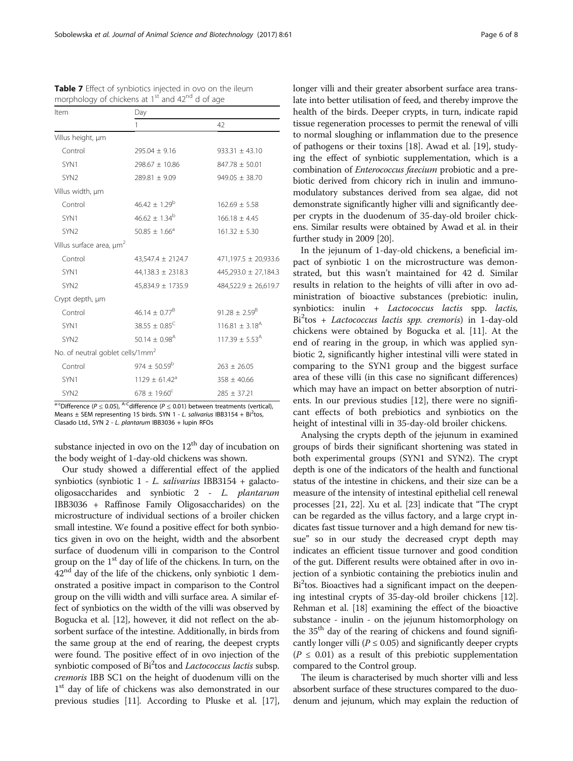**Table 7** Effect of synbiotics injected in ovo on the ileum morphology of chickens at 1st and 42nd d of age

| Item | Day | |
|---|---|---|
| | 1 | 42 |
| Villus height, μm | | |
| Control | 295.04 ± 9.16 | 933.31 ± 43.10 |
| SYN1 | 298.67 ± 10.86 | 847.78 ± 50.01 |
| SYN2 | 289.81 ± 9.09 | 949.05 ± 38.70 |
| Villus width, μm | | |
| Control | 46.42 ± 1.29[b] | 162.69 ± 5.58 |
| SYN1 | 46.62 ± 1.34[b] | 166.18 ± 4.45 |
| SYN2 | 50.85 ± 1.66[a] | 161.32 ± 5.30 |
| Villus surface area, μm$^2$ | | |
| Control | 43,547.4 ± 2124.7 | 471,197.5 ± 20,933.6 |
| SYN1 | 44,138.3 ± 2318.3 | 445,293.0 ± 27,184.3 |
| SYN2 | 45,834.9 ± 1735.9 | 484,522.9 ± 26,619.7 |
| Crypt depth, μm | | |
| Control | 46.14 ± 0.77[B] | 91.28 ± 2.59[B] |
| SYN1 | 38.55 ± 0.85[C] | 116.81 ± 3.18[A] |
| SYN2 | 50.14 ± 0.98[A] | 117.39 ± 5.53[A] |
| No. of neutral goblet cells/1mm$^2$ | | |
| Control | 974 ± 50.59[b] | 263 ± 26.05 |
| SYN1 | 1129 ± 61.42[a] | 358 ± 40.66 |
| SYN2 | 678 ± 19.60[c] | 285 ± 37.21 |

[a-c]Difference ($P \leq 0.05$), [A-C]difference ($P \leq 0.01$) between treatments (vertical), Means ± SEM representing 15 birds. SYN 1 - *L. salivarius* IBB3154 + Bi$^2$tos, Clasado Ltd., SYN 2 - *L. plantarum* IBB3036 + lupin RFOs

substance injected in ovo on the 12th day of incubation on the body weight of 1-day-old chickens was shown.

Our study showed a differential effect of the applied synbiotics (synbiotic 1 - *L. salivarius* IBB3154 + galactooligosaccharides and synbiotic 2 - *L. plantarum* IBB3036 + Raffinose Family Oligosaccharides) on the microstructure of individual sections of a broiler chicken small intestine. We found a positive effect for both synbiotics given in ovo on the height, width and the absorbent surface of duodenum villi in comparison to the Control group on the 1st day of life of the chickens. In turn, on the 42nd day of the life of the chickens, only synbiotic 1 demonstrated a positive impact in comparison to the Control group on the villi width and villi surface area. A similar effect of synbiotics on the width of the villi was observed by Bogucka et al. [12], however, it did not reflect on the absorbent surface of the intestine. Additionally, in birds from the same group at the end of rearing, the deepest crypts were found. The positive effect of in ovo injection of the synbiotic composed of Bi$^2$tos and *Lactococcus lactis* subsp. *cremoris* IBB SC1 on the height of duodenum villi on the 1st day of life of chickens was also demonstrated in our previous studies [11]. According to Pluske et al. [17], longer villi and their greater absorbent surface area translate into better utilisation of feed, and thereby improve the health of the birds. Deeper crypts, in turn, indicate rapid tissue regeneration processes to permit the renewal of villi to normal sloughing or inflammation due to the presence of pathogens or their toxins [18]. Awad et al. [19], studying the effect of synbiotic supplementation, which is a combination of *Enterococcus faecium* probiotic and a prebiotic derived from chicory rich in inulin and immunomodulatory substances derived from sea algae, did not demonstrate significantly higher villi and significantly deeper crypts in the duodenum of 35-day-old broiler chickens. Similar results were obtained by Awad et al. in their further study in 2009 [20].

In the jejunum of 1-day-old chickens, a beneficial impact of synbiotic 1 on the microstructure was demonstrated, but this wasn't maintained for 42 d. Similar results in relation to the heights of villi after in ovo administration of bioactive substances (prebiotic: inulin, synbiotics: inulin + *Lactococcus lactis* spp. *lactis*, Bi$^2$tos + *Lactococcus lactis spp. cremoris*) in 1-day-old chickens were obtained by Bogucka et al. [11]. At the end of rearing in the group, in which was applied synbiotic 2, significantly higher intestinal villi were stated in comparing to the SYN1 group and the biggest surface area of these villi (in this case no significant differences) which may have an impact on better absorption of nutrients. In our previous studies [12], there were no significant effects of both prebiotics and synbiotics on the height of intestinal villi in 35-day-old broiler chickens.

Analysing the crypts depth of the jejunum in examined groups of birds their significant shortening was stated in both experimental groups (SYN1 and SYN2). The crypt depth is one of the indicators of the health and functional status of the intestine in chickens, and their size can be a measure of the intensity of intestinal epithelial cell renewal processes [21, 22]. Xu et al. [23] indicate that "The crypt can be regarded as the villus factory, and a large crypt indicates fast tissue turnover and a high demand for new tissue" so in our study the decreased crypt depth may indicates an efficient tissue turnover and good condition of the gut. Different results were obtained after in ovo injection of a synbiotic containing the prebiotics inulin and Bi$^2$tos. Bioactives had a significant impact on the deepening intestinal crypts of 35-day-old broiler chickens [12]. Rehman et al. [18] examining the effect of the bioactive substance - inulin - on the jejunum histomorphology on the 35th day of the rearing of chickens and found significantly longer villi ($P \leq 0.05$) and significantly deeper crypts ($P \leq 0.01$) as a result of this prebiotic supplementation compared to the Control group.

The ileum is characterised by much shorter villi and less absorbent surface of these structures compared to the duodenum and jejunum, which may explain the reduction of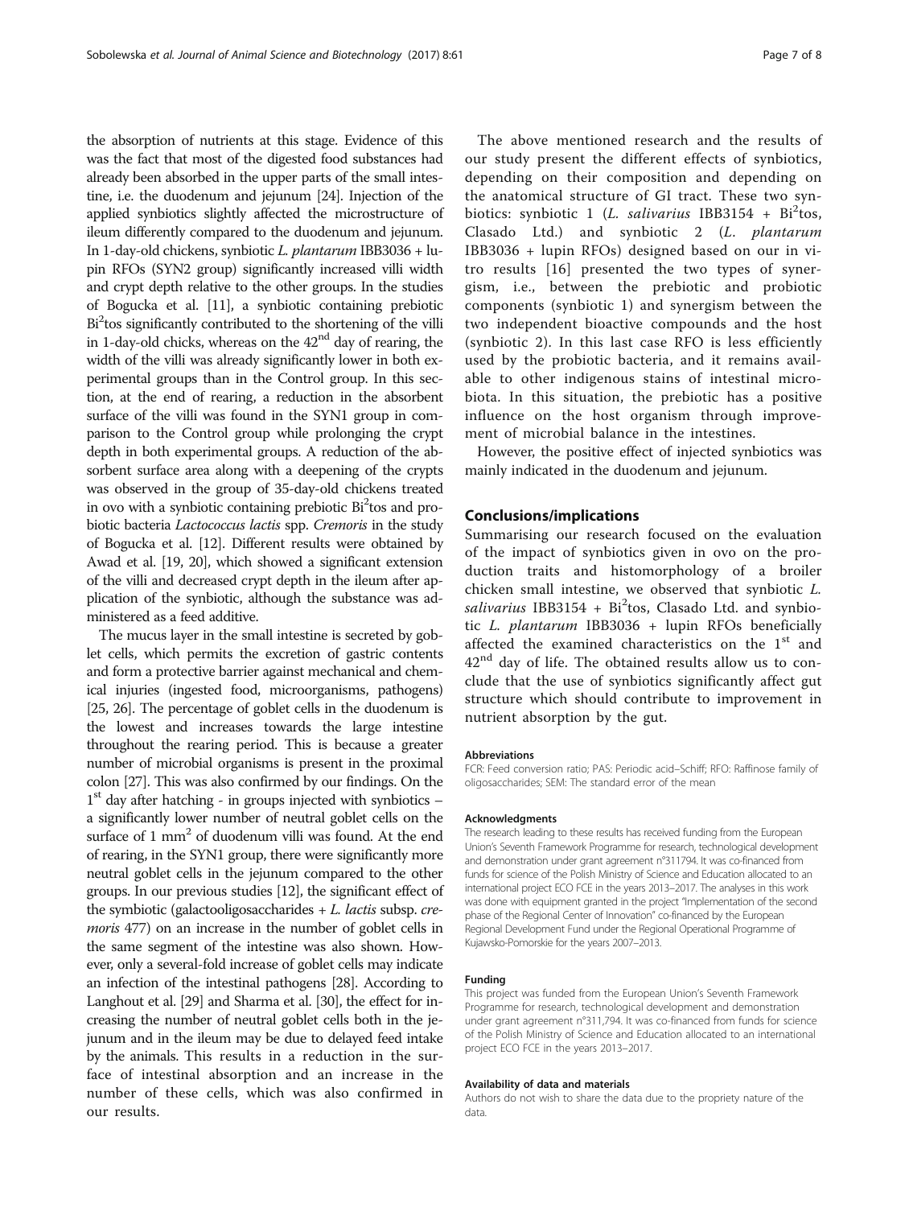the absorption of nutrients at this stage. Evidence of this was the fact that most of the digested food substances had already been absorbed in the upper parts of the small intestine, i.e. the duodenum and jejunum [24]. Injection of the applied synbiotics slightly affected the microstructure of ileum differently compared to the duodenum and jejunum. In 1-day-old chickens, synbiotic *L. plantarum* IBB3036 + lupin RFOs (SYN2 group) significantly increased villi width and crypt depth relative to the other groups. In the studies of Bogucka et al. [11], a synbiotic containing prebiotic Bi$^2$tos significantly contributed to the shortening of the villi in 1-day-old chicks, whereas on the 42$^{nd}$ day of rearing, the width of the villi was already significantly lower in both experimental groups than in the Control group. In this section, at the end of rearing, a reduction in the absorbent surface of the villi was found in the SYN1 group in comparison to the Control group while prolonging the crypt depth in both experimental groups. A reduction of the absorbent surface area along with a deepening of the crypts was observed in the group of 35-day-old chickens treated in ovo with a synbiotic containing prebiotic Bi$^2$tos and probiotic bacteria *Lactococcus lactis* spp. *Cremoris* in the study of Bogucka et al. [12]. Different results were obtained by Awad et al. [19, 20], which showed a significant extension of the villi and decreased crypt depth in the ileum after application of the synbiotic, although the substance was administered as a feed additive.

The mucus layer in the small intestine is secreted by goblet cells, which permits the excretion of gastric contents and form a protective barrier against mechanical and chemical injuries (ingested food, microorganisms, pathogens) [25, 26]. The percentage of goblet cells in the duodenum is the lowest and increases towards the large intestine throughout the rearing period. This is because a greater number of microbial organisms is present in the proximal colon [27]. This was also confirmed by our findings. On the 1$^{st}$ day after hatching - in groups injected with synbiotics – a significantly lower number of neutral goblet cells on the surface of 1 mm$^2$ of duodenum villi was found. At the end of rearing, in the SYN1 group, there were significantly more neutral goblet cells in the jejunum compared to the other groups. In our previous studies [12], the significant effect of the synbiotic (galactooligosaccharides + *L. lactis* subsp. *cremoris* 477) on an increase in the number of goblet cells in the same segment of the intestine was also shown. However, only a several-fold increase of goblet cells may indicate an infection of the intestinal pathogens [28]. According to Langhout et al. [29] and Sharma et al. [30], the effect for increasing the number of neutral goblet cells both in the jejunum and in the ileum may be due to delayed feed intake by the animals. This results in a reduction in the surface of intestinal absorption and an increase in the number of these cells, which was also confirmed in our results.

The above mentioned research and the results of our study present the different effects of synbiotics, depending on their composition and depending on the anatomical structure of GI tract. These two synbiotics: synbiotic 1 (*L. salivarius* IBB3154 + Bi$^2$tos, Clasado Ltd.) and synbiotic 2 (*L. plantarum* IBB3036 + lupin RFOs) designed based on our in vitro results [16] presented the two types of synergism, i.e., between the prebiotic and probiotic components (synbiotic 1) and synergism between the two independent bioactive compounds and the host (synbiotic 2). In this last case RFO is less efficiently used by the probiotic bacteria, and it remains available to other indigenous stains of intestinal microbiota. In this situation, the prebiotic has a positive influence on the host organism through improvement of microbial balance in the intestines.

However, the positive effect of injected synbiotics was mainly indicated in the duodenum and jejunum.

## Conclusions/implications

Summarising our research focused on the evaluation of the impact of synbiotics given in ovo on the production traits and histomorphology of a broiler chicken small intestine, we observed that synbiotic *L. salivarius* IBB3154 + Bi$^2$tos, Clasado Ltd. and synbiotic *L. plantarum* IBB3036 + lupin RFOs beneficially affected the examined characteristics on the 1$^{st}$ and 42$^{nd}$ day of life. The obtained results allow us to conclude that the use of synbiotics significantly affect gut structure which should contribute to improvement in nutrient absorption by the gut.

#### Abbreviations

FCR: Feed conversion ratio; PAS: Periodic acid–Schiff; RFO: Raffinose family of oligosaccharides; SEM: The standard error of the mean

#### Acknowledgments

The research leading to these results has received funding from the European Union's Seventh Framework Programme for research, technological development and demonstration under grant agreement n°311794. It was co-financed from funds for science of the Polish Ministry of Science and Education allocated to an international project ECO FCE in the years 2013–2017. The analyses in this work was done with equipment granted in the project "Implementation of the second phase of the Regional Center of Innovation" co-financed by the European Regional Development Fund under the Regional Operational Programme of Kujawsko-Pomorskie for the years 2007–2013.

#### Funding

This project was funded from the European Union's Seventh Framework Programme for research, technological development and demonstration under grant agreement n°311,794. It was co-financed from funds for science of the Polish Ministry of Science and Education allocated to an international project ECO FCE in the years 2013–2017.

#### Availability of data and materials

Authors do not wish to share the data due to the propriety nature of the data.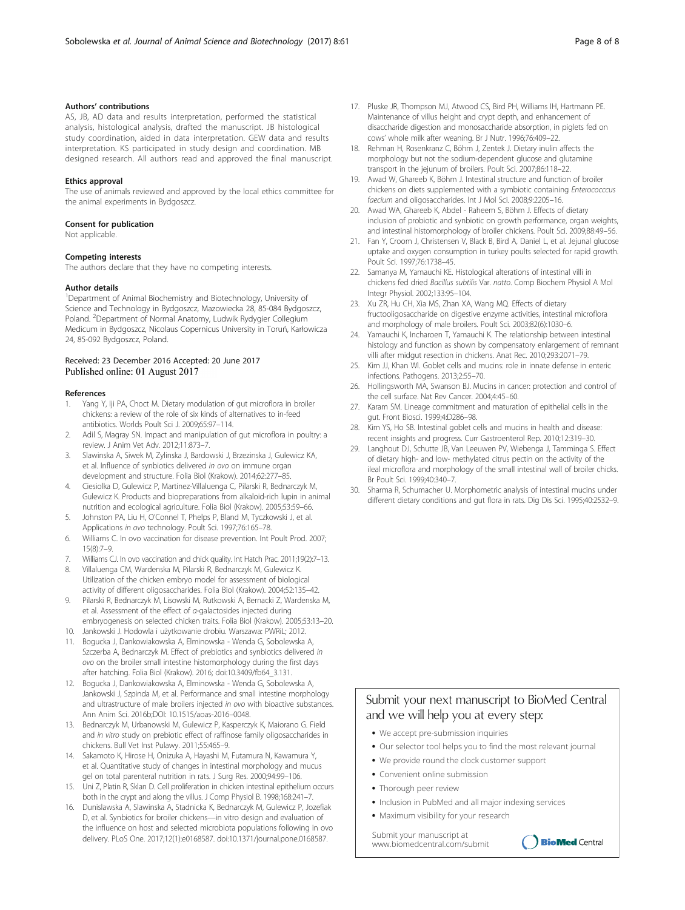#### Authors' contributions

AS, JB, AD data and results interpretation, performed the statistical analysis, histological analysis, drafted the manuscript. JB histological study coordination, aided in data interpretation. GEW data and results interpretation. KS participated in study design and coordination. MB designed research. All authors read and approved the final manuscript.

#### Ethics approval

The use of animals reviewed and approved by the local ethics committee for the animal experiments in Bydgoszcz.

#### Consent for publication

Not applicable.

#### Competing interests

The authors declare that they have no competing interests.

#### Author details

[1]Department of Animal Biochemistry and Biotechnology, University of Science and Technology in Bydgoszcz, Mazowiecka 28, 85-084 Bydgoszcz, Poland. [2]Department of Normal Anatomy, Ludwik Rydygier Collegium Medicum in Bydgoszcz, Nicolaus Copernicus University in Toruń, Karłowicza 24, 85-092 Bydgoszcz, Poland.

Received: 23 December 2016 Accepted: 20 June 2017
Published online: 01 August 2017

#### References

1. Yang Y, Iji PA, Choct M. Dietary modulation of gut microflora in broiler chickens: a review of the role of six kinds of alternatives to in-feed antibiotics. Worlds Poult Sci J. 2009;65:97–114.
2. Adil S, Magray SN. Impact and manipulation of gut microflora in poultry: a review. J Anim Vet Adv. 2012;11:873–7.
3. Slawinska A, Siwek M, Zylinska J, Bardowski J, Brzezinska J, Gulewicz KA, et al. Influence of synbiotics delivered *in ovo* on immune organ development and structure. Folia Biol (Krakow). 2014;62:277–85.
4. Ciesiolka D, Gulewicz P, Martinez-Villaluenga C, Pilarski R, Bednarczyk M, Gulewicz K. Products and biopreparations from alkaloid-rich lupin in animal nutrition and ecological agriculture. Folia Biol (Krakow). 2005;53:59–66.
5. Johnston PA, Liu H, O'Connel T, Phelps P, Bland M, Tyczkowski J, et al. Applications *in ovo* technology. Poult Sci. 1997;76:165–78.
6. Williams C. In ovo vaccination for disease prevention. Int Poult Prod. 2007; 15(8):7–9.
7. Williams CJ. In ovo vaccination and chick quality. Int Hatch Prac. 2011;19(2):7–13.
8. Villaluenga CM, Wardenska M, Pilarski R, Bednarczyk M, Gulewicz K. Utilization of the chicken embryo model for assessment of biological activity of different oligosaccharides. Folia Biol (Krakow). 2004;52:135–42.
9. Pilarski R, Bednarczyk M, Lisowski M, Rutkowski A, Bernacki Z, Wardenska M, et al. Assessment of the effect of α-galactosides injected during embryogenesis on selected chicken traits. Folia Biol (Krakow). 2005;53:13–20.
10. Jankowski J. Hodowla i użytkowanie drobiu. Warszawa: PWRiL; 2012.
11. Bogucka J, Dankowiakowska A, Elminowska - Wenda G, Sobolewska A, Szczerba A, Bednarczyk M. Effect of prebiotics and synbiotics delivered *in ovo* on the broiler small intestine histomorphology during the first days after hatching. Folia Biol (Krakow). 2016; doi:10.3409/fb64_3.131.
12. Bogucka J, Dankowiakowska A, Elminowska - Wenda G, Sobolewska A, Jankowski J, Szpinda M, et al. Performance and small intestine morphology and ultrastructure of male broilers injected *in ovo* with bioactive substances. Ann Anim Sci. 2016b;DOI: 10.1515/aoas-2016–0048.
13. Bednarczyk M, Urbanowski M, Gulewicz P, Kasperczyk K, Maiorano G. Field and *in vitro* study on prebiotic effect of raffinose family oligosaccharides in chickens. Bull Vet Inst Pulawy. 2011;55:465–9.
14. Sakamoto K, Hirose H, Onizuka A, Hayashi M, Futamura N, Kawamura Y, et al. Quantitative study of changes in intestinal morphology and mucus gel on total parenteral nutrition in rats. J Surg Res. 2000;94:99–106.
15. Uni Z, Platin R, Sklan D. Cell proliferation in chicken intestinal epithelium occurs both in the crypt and along the villus. J Comp Physiol B. 1998;168:241–7.
16. Dunislawska A, Slawinska A, Stadnicka K, Bednarczyk M, Gulewicz P, Jozefiak D, et al. Synbiotics for broiler chickens—in vitro design and evaluation of the influence on host and selected microbiota populations following in ovo delivery. PLoS One. 2017;12(1):e0168587. doi:10.1371/journal.pone.0168587.
17. Pluske JR, Thompson MJ, Atwood CS, Bird PH, Williams IH, Hartmann PE. Maintenance of villus height and crypt depth, and enhancement of disaccharide digestion and monosaccharide absorption, in piglets fed on cows' whole milk after weaning. Br J Nutr. 1996;76:409–22.
18. Rehman H, Rosenkranz C, Böhm J, Zentek J. Dietary inulin affects the morphology but not the sodium-dependent glucose and glutamine transport in the jejunum of broilers. Poult Sci. 2007;86:118–22.
19. Awad W, Ghareeb K, Böhm J. Intestinal structure and function of broiler chickens on diets supplemented with a symbiotic containing *Enterococccus faecium* and oligosaccharides. Int J Mol Sci. 2008;9:2205–16.
20. Awad WA, Ghareeb K, Abdel - Raheem S, Böhm J. Effects of dietary inclusion of probiotic and synbiotic on growth performance, organ weights, and intestinal histomorphology of broiler chickens. Poult Sci. 2009;88:49–56.
21. Fan Y, Croom J, Christensen V, Black B, Bird A, Daniel L, et al. Jejunal glucose uptake and oxygen consumption in turkey poults selected for rapid growth. Poult Sci. 1997;76:1738–45.
22. Samanya M, Yamauchi KE. Histological alterations of intestinal villi in chickens fed dried *Bacillus subtilis* Var. *natto*. Comp Biochem Physiol A Mol Integr Physiol. 2002;133:95–104.
23. Xu ZR, Hu CH, Xia MS, Zhan XA, Wang MQ. Effects of dietary fructooligosaccharide on digestive enzyme activities, intestinal microflora and morphology of male broilers. Poult Sci. 2003;82(6):1030–6.
24. Yamauchi K, Incharoen T, Yamauchi K. The relationship between intestinal histology and function as shown by compensatory enlargement of remnant villi after midgut resection in chickens. Anat Rec. 2010;293:2071–79.
25. Kim JJ, Khan WI. Goblet cells and mucins: role in innate defense in enteric infections. Pathogens. 2013;2:55–70.
26. Hollingsworth MA, Swanson BJ. Mucins in cancer: protection and control of the cell surface. Nat Rev Cancer. 2004;4:45–60.
27. Karam SM. Lineage commitment and maturation of epithelial cells in the gut. Front Biosci. 1999;4:D286–98.
28. Kim YS, Ho SB. Intestinal goblet cells and mucins in health and disease: recent insights and progress. Curr Gastroenterol Rep. 2010;12:319–30.
29. Langhout DJ, Schutte JB, Van Leeuwen PV, Wiebenga J, Tamminga S. Effect of dietary high- and low- methylated citrus pectin on the activity of the ileal microflora and morphology of the small intestinal wall of broiler chicks. Br Poult Sci. 1999;40:340–7.
30. Sharma R, Schumacher U. Morphometric analysis of intestinal mucins under different dietary conditions and gut flora in rats. Dig Dis Sci. 1995;40:2532–9.

Submit your next manuscript to BioMed Central and we will help you at every step:

- We accept pre-submission inquiries
- Our selector tool helps you to find the most relevant journal
- We provide round the clock customer support
- Convenient online submission
- Thorough peer review
- Inclusion in PubMed and all major indexing services
- Maximum visibility for your research

Submit your manuscript at
www.biomedcentral.com/submit

BioMed Central